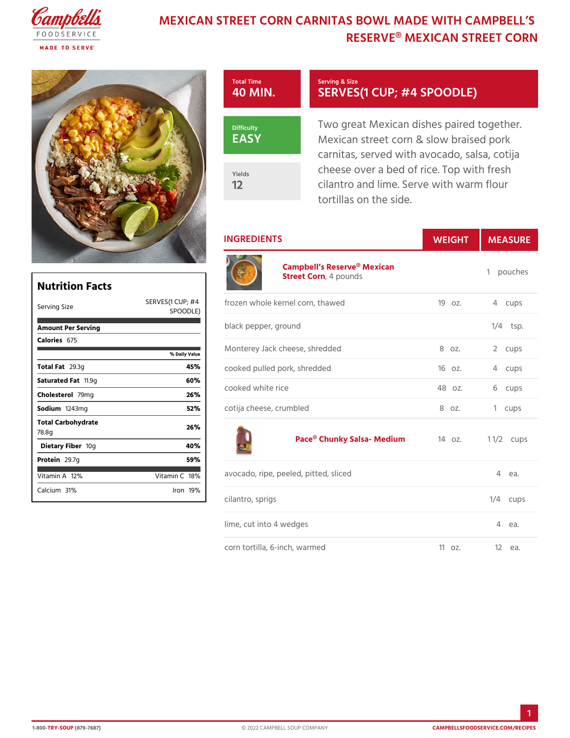# MEXICAN STREET CORN CARNITAS BOWL MADE WITH CAMPBELL'S RESERVE® MEXICAN STREET CORN

**Total Time**
40 MIN.

**Serving & Size**
SERVES(1 CUP; #4 SPOODLE)

**Difficulty**
EASY

**Yields**
12

Two great Mexican dishes paired together. Mexican street corn & slow braised pork carnitas, served with avocado, salsa, cotija cheese over a bed of rice. Top with fresh cilantro and lime. Serve with warm flour tortillas on the side.

## Nutrition Facts

| Serving Size | SERVES(1 CUP; #4 SPOODLE) |
|---|---|
| **Amount Per Serving** | |
| **Calories** 675 | |
| | **% Daily Value** |
| **Total Fat** 29.3g | **45%** |
| **Saturated Fat** 11.9g | **60%** |
| **Cholesterol** 79mg | **26%** |
| **Sodium** 1243mg | **52%** |
| **Total Carbohydrate** 78.8g | **26%** |
| **Dietary Fiber** 10g | **40%** |
| **Protein** 29.7g | **59%** |
| Vitamin A 12% | Vitamin C 18% |
| Calcium 31% | Iron 19% |

## INGREDIENTS

| Ingredient | WEIGHT | MEASURE |
|---|---|---|
| **Campbell's Reserve® Mexican Street Corn**, 4 pounds | | 1 pouches |
| frozen whole kernel corn, thawed | 19 oz. | 4 cups |
| black pepper, ground | | 1/4 tsp. |
| Monterey Jack cheese, shredded | 8 oz. | 2 cups |
| cooked pulled pork, shredded | 16 oz. | 4 cups |
| cooked white rice | 48 oz. | 6 cups |
| cotija cheese, crumbled | 8 oz. | 1 cups |
| **Pace® Chunky Salsa- Medium** | 14 oz. | 1 1/2 cups |
| avocado, ripe, peeled, pitted, sliced | | 4 ea. |
| cilantro, sprigs | | 1/4 cups |
| lime, cut into 4 wedges | | 4 ea. |
| corn tortilla, 6-inch, warmed | 11 oz. | 12 ea. |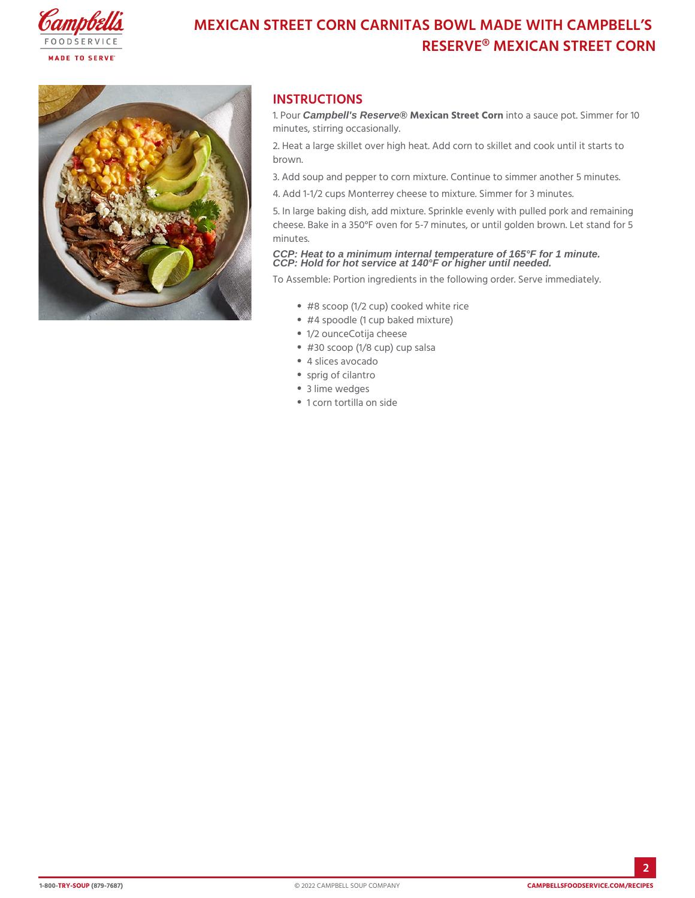## INSTRUCTIONS

1. Pour ***Campbell's Reserve*® Mexican Street Corn** into a sauce pot. Simmer for 10 minutes, stirring occasionally.

2. Heat a large skillet over high heat. Add corn to skillet and cook until it starts to brown.

3. Add soup and pepper to corn mixture. Continue to simmer another 5 minutes.

4. Add 1-1/2 cups Monterrey cheese to mixture. Simmer for 3 minutes.

5. In large baking dish, add mixture. Sprinkle evenly with pulled pork and remaining cheese. Bake in a 350°F oven for 5-7 minutes, or until golden brown. Let stand for 5 minutes.

***CCP: Heat to a minimum internal temperature of 165°F for 1 minute.***
***CCP: Hold for hot service at 140°F or higher until needed.***

To Assemble: Portion ingredients in the following order. Serve immediately.

- #8 scoop (1/2 cup) cooked white rice
- #4 spoodle (1 cup baked mixture)
- 1/2 ounceCotija cheese
- #30 scoop (1/8 cup) cup salsa
- 4 slices avocado
- sprig of cilantro
- 3 lime wedges
- 1 corn tortilla on side